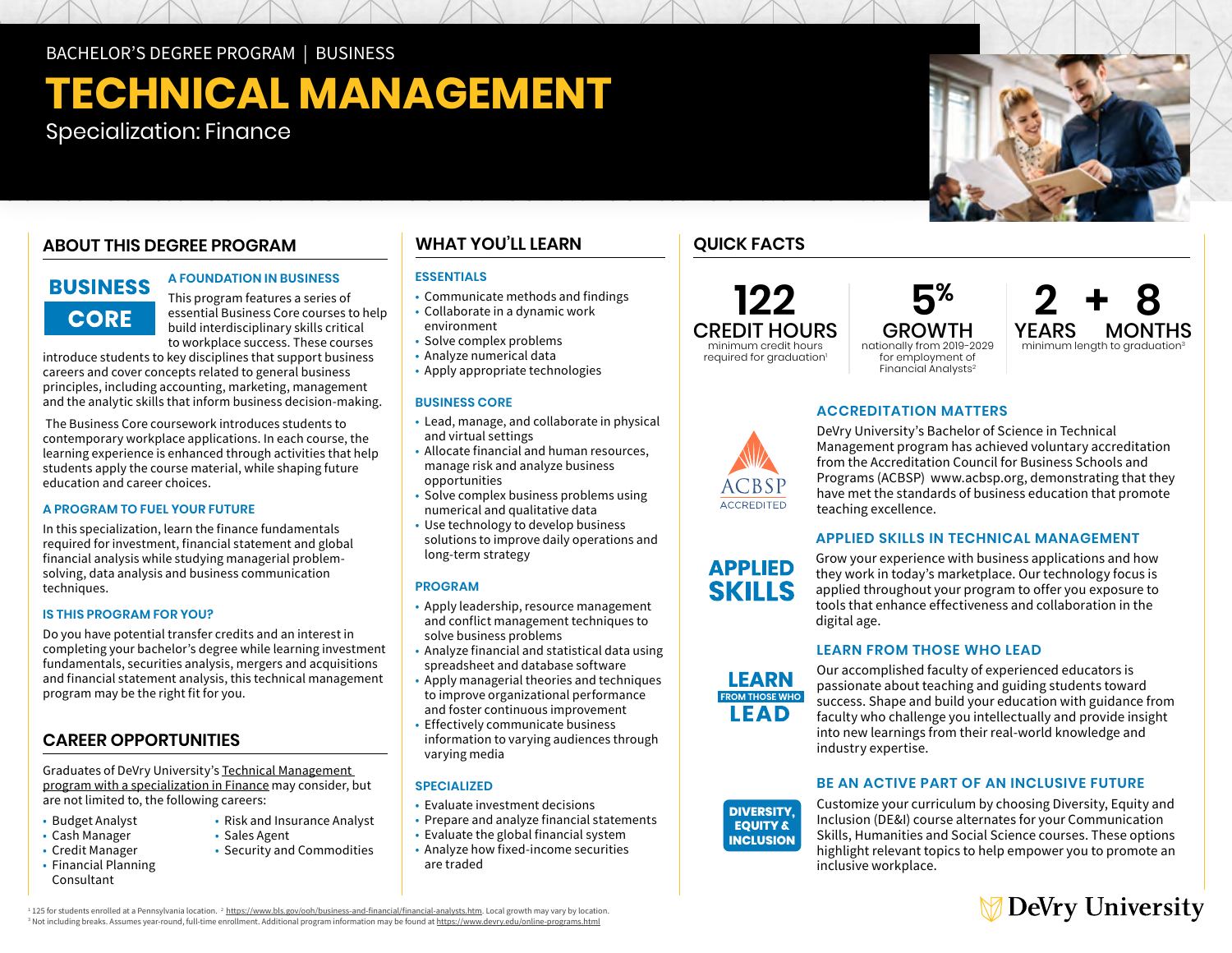BACHELOR'S DEGREE PROGRAM | BUSINESS

# TECHNICAL MANAGEMENT

Specialization: Finance

## ABOUT THIS DEGREE PROGRAM

**BUSINESS CORE**

### A FOUNDATION IN BUSINESS

This program features a series of essential Business Core courses to help build interdisciplinary skills critical to workplace success. These courses introduce students to key disciplines that support business careers and cover concepts related to general business principles, including accounting, marketing, management and the analytic skills that inform business decision-making.

The Business Core coursework introduces students to contemporary workplace applications. In each course, the learning experience is enhanced through activities that help students apply the course material, while shaping future education and career choices.

### A PROGRAM TO FUEL YOUR FUTURE

In this specialization, learn the finance fundamentals required for investment, financial statement and global financial analysis while studying managerial problem-solving, data analysis and business communication techniques.

### IS THIS PROGRAM FOR YOU?

Do you have potential transfer credits and an interest in completing your bachelor's degree while learning investment fundamentals, securities analysis, mergers and acquisitions and financial statement analysis, this technical management program may be the right fit for you.

## CAREER OPPORTUNITIES

Graduates of DeVry University's Technical Management program with a specialization in Finance may consider, but are not limited to, the following careers:

- Budget Analyst
- Cash Manager
- Credit Manager
- Financial Planning Consultant
- Risk and Insurance Analyst
- Sales Agent
- Security and Commodities

## WHAT YOU'LL LEARN

### ESSENTIALS

- Communicate methods and findings
- Collaborate in a dynamic work environment
- Solve complex problems
- Analyze numerical data
- Apply appropriate technologies

### BUSINESS CORE

- Lead, manage, and collaborate in physical and virtual settings
- Allocate financial and human resources, manage risk and analyze business opportunities
- Solve complex business problems using numerical and qualitative data
- Use technology to develop business solutions to improve daily operations and long-term strategy

### PROGRAM

- Apply leadership, resource management and conflict management techniques to solve business problems
- Analyze financial and statistical data using spreadsheet and database software
- Apply managerial theories and techniques to improve organizational performance and foster continuous improvement
- Effectively communicate business information to varying audiences through varying media

### SPECIALIZED

- Evaluate investment decisions
- Prepare and analyze financial statements
- Evaluate the global financial system
- Analyze how fixed-income securities are traded

## QUICK FACTS

**122 CREDIT HOURS**
minimum credit hours required for graduation[1]

**5% GROWTH**
nationally from 2019-2029 for employment of Financial Analysts[2]

**2 YEARS + 8 MONTHS**
minimum length to graduation[3]

ACBSP ACCREDITED

### ACCREDITATION MATTERS

DeVry University's Bachelor of Science in Technical Management program has achieved voluntary accreditation from the Accreditation Council for Business Schools and Programs (ACBSP) www.acbsp.org, demonstrating that they have met the standards of business education that promote teaching excellence.

**APPLIED SKILLS**

### APPLIED SKILLS IN TECHNICAL MANAGEMENT

Grow your experience with business applications and how they work in today's marketplace. Our technology focus is applied throughout your program to offer you exposure to tools that enhance effectiveness and collaboration in the digital age.

**LEARN FROM THOSE WHO LEAD**

### LEARN FROM THOSE WHO LEAD

Our accomplished faculty of experienced educators is passionate about teaching and guiding students toward success. Shape and build your education with guidance from faculty who challenge you intellectually and provide insight into new learnings from their real-world knowledge and industry expertise.

**DIVERSITY, EQUITY & INCLUSION**

### BE AN ACTIVE PART OF AN INCLUSIVE FUTURE

Customize your curriculum by choosing Diversity, Equity and Inclusion (DE&I) course alternates for your Communication Skills, Humanities and Social Science courses. These options highlight relevant topics to help empower you to promote an inclusive workplace.

DeVry University

[1] 125 for students enrolled at a Pennsylvania location. [2] https://www.bls.gov/ooh/business-and-financial/financial-analysts.htm. Local growth may vary by location.
[3] Not including breaks. Assumes year-round, full-time enrollment. Additional program information may be found at https://www.devry.edu/online-programs.html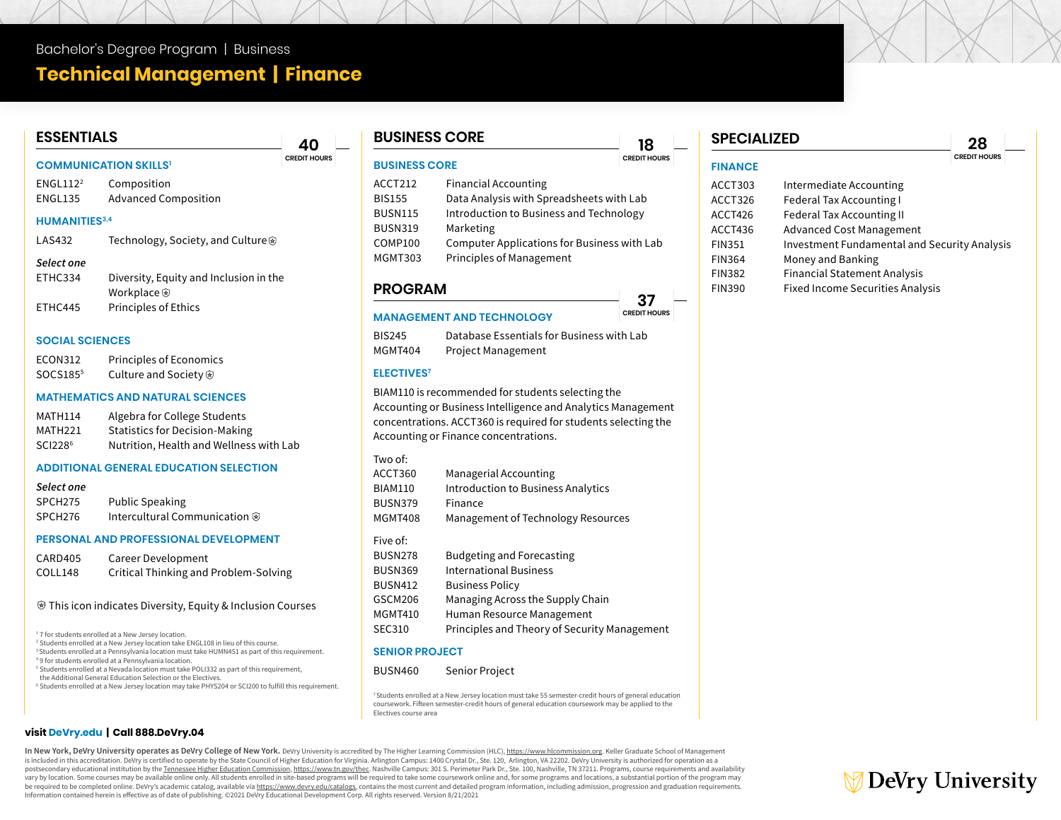Bachelor's Degree Program | Business

# Technical Management | Finance

## ESSENTIALS

**40** CREDIT HOURS

### COMMUNICATION SKILLS[1]

| | |
|---|---|
| ENGL112[2] | Composition |
| ENGL135 | Advanced Composition |

### HUMANITIES[3,4]

| | |
|---|---|
| LAS432 | Technology, Society, and Culture ⛨ |

*Select one*

| | |
|---|---|
| ETHC334 | Diversity, Equity and Inclusion in the Workplace ⛨ |
| ETHC445 | Principles of Ethics |

### SOCIAL SCIENCES

| | |
|---|---|
| ECON312 | Principles of Economics |
| SOCS185[5] | Culture and Society ⛨ |

### MATHEMATICS AND NATURAL SCIENCES

| | |
|---|---|
| MATH114 | Algebra for College Students |
| MATH221 | Statistics for Decision-Making |
| SCI228[6] | Nutrition, Health and Wellness with Lab |

### ADDITIONAL GENERAL EDUCATION SELECTION

*Select one*

| | |
|---|---|
| SPCH275 | Public Speaking |
| SPCH276 | Intercultural Communication ⛨ |

### PERSONAL AND PROFESSIONAL DEVELOPMENT

| | |
|---|---|
| CARD405 | Career Development |
| COLL148 | Critical Thinking and Problem-Solving |

⛨ This icon indicates Diversity, Equity & Inclusion Courses

[1] 7 for students enrolled at a New Jersey location.
[2] Students enrolled at a New Jersey location take ENGL108 in lieu of this course.
[3] Students enrolled at a Pennsylvania location must take HUMN451 as part of this requirement.
[4] 9 for students enrolled at a Pennsylvania location.
[5] Students enrolled at a Nevada location must take POLI332 as part of this requirement, the Additional General Education Selection or the Electives.
[6] Students enrolled at a New Jersey location may take PHYS204 or SCI200 to fulfill this requirement.

## BUSINESS CORE

**18** CREDIT HOURS

### BUSINESS CORE

| | |
|---|---|
| ACCT212 | Financial Accounting |
| BIS155 | Data Analysis with Spreadsheets with Lab |
| BUSN115 | Introduction to Business and Technology |
| BUSN319 | Marketing |
| COMP100 | Computer Applications for Business with Lab |
| MGMT303 | Principles of Management |

## PROGRAM

**37** CREDIT HOURS

### MANAGEMENT AND TECHNOLOGY

| | |
|---|---|
| BIS245 | Database Essentials for Business with Lab |
| MGMT404 | Project Management |

### ELECTIVES[7]

BIAM110 is recommended for students selecting the Accounting or Business Intelligence and Analytics Management concentrations. ACCT360 is required for students selecting the Accounting or Finance concentrations.

Two of:

| | |
|---|---|
| ACCT360 | Managerial Accounting |
| BIAM110 | Introduction to Business Analytics |
| BUSN379 | Finance |
| MGMT408 | Management of Technology Resources |

Five of:

| | |
|---|---|
| BUSN278 | Budgeting and Forecasting |
| BUSN369 | International Business |
| BUSN412 | Business Policy |
| GSCM206 | Managing Across the Supply Chain |
| MGMT410 | Human Resource Management |
| SEC310 | Principles and Theory of Security Management |

### SENIOR PROJECT

| | |
|---|---|
| BUSN460 | Senior Project |

[7] Students enrolled at a New Jersey location must take 55 semester-credit hours of general education coursework. Fifteen semester-credit hours of general education coursework may be applied to the Electives course area

## SPECIALIZED

**28** CREDIT HOURS

### FINANCE

| | |
|---|---|
| ACCT303 | Intermediate Accounting |
| ACCT326 | Federal Tax Accounting I |
| ACCT426 | Federal Tax Accounting II |
| ACCT436 | Advanced Cost Management |
| FIN351 | Investment Fundamental and Security Analysis |
| FIN364 | Money and Banking |
| FIN382 | Financial Statement Analysis |
| FIN390 | Fixed Income Securities Analysis |

**visit DeVry.edu | Call 888.DeVry.04**

**In New York, DeVry University operates as DeVry College of New York.** DeVry University is accredited by The Higher Learning Commission (HLC), https://www.hlcommission.org. Keller Graduate School of Management is included in this accreditation. DeVry is certified to operate by the State Council of Higher Education for Virginia. Arlington Campus: 1400 Crystal Dr., Ste. 120, Arlington, VA 22202. DeVry University is authorized for operation as a postsecondary educational institution by the Tennessee Higher Education Commission, https://www.tn.gov/thec. Nashville Campus: 301 S. Perimeter Park Dr., Ste. 100, Nashville, TN 37211. Programs, course requirements and availability vary by location. Some courses may be available online only. All students enrolled in site-based programs will be required to take some coursework online and, for some programs and locations, a substantial portion of the program may be required to be completed online. DeVry's academic catalog, available via https://www.devry.edu/catalogs, contains the most current and detailed program information, including admission, progression and graduation requirements. Information contained herein is effective as of date of publishing. ©2021 DeVry Educational Development Corp. All rights reserved. Version 8/21/2021

DeVry University